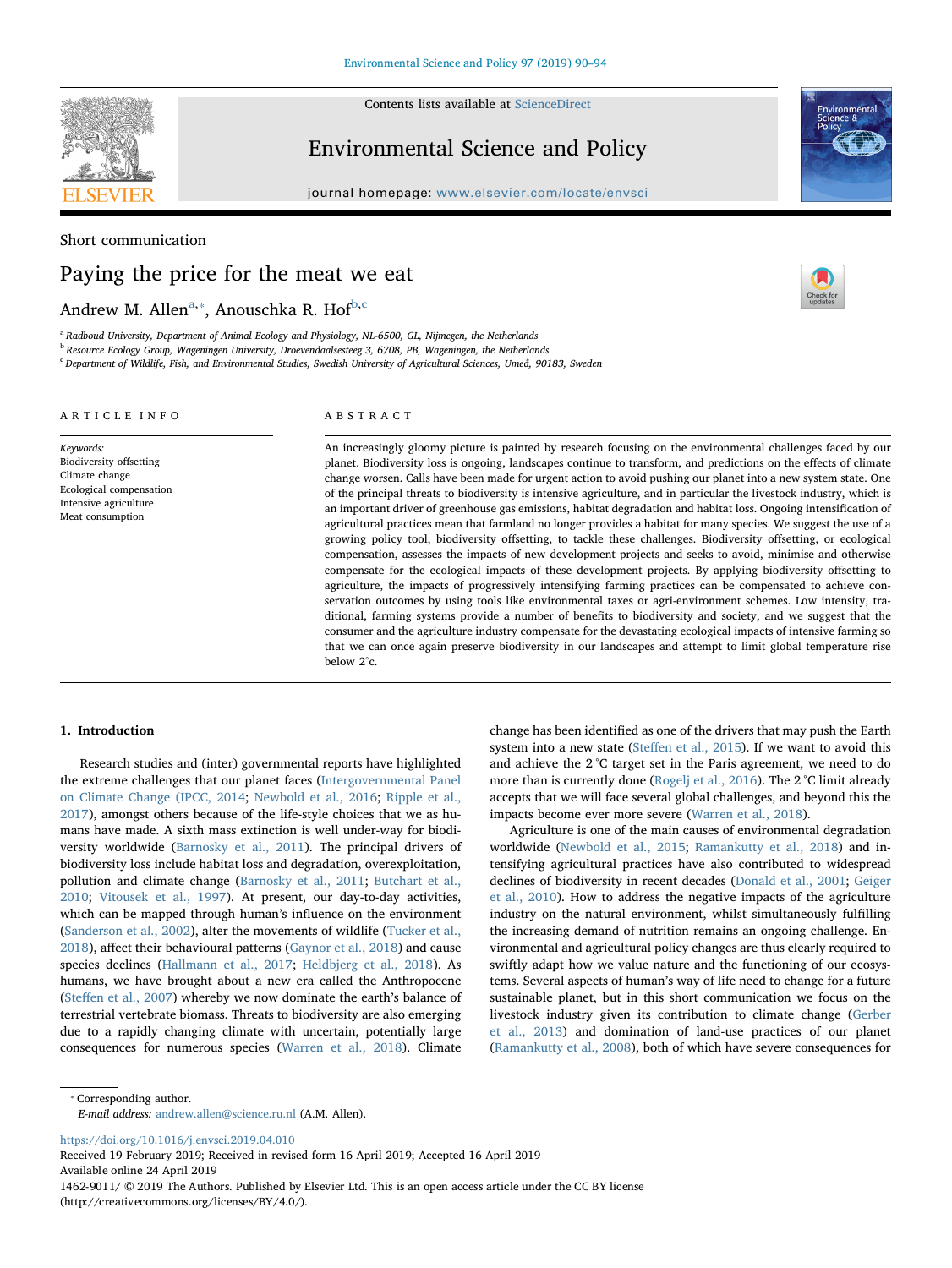Short communication

# Paying the price for the meat we eat

Andrew M. Allen[a,*], Anouschka R. Hof[b,c]

[a] Radboud University, Department of Animal Ecology and Physiology, NL-6500, GL, Nijmegen, the Netherlands
[b] Resource Ecology Group, Wageningen University, Droevendaalsesteeg 3, 6708, PB, Wageningen, the Netherlands
[c] Department of Wildlife, Fish, and Environmental Studies, Swedish University of Agricultural Sciences, Umeå, 90183, Sweden

ARTICLE INFO

*Keywords:*
Biodiversity offsetting
Climate change
Ecological compensation
Intensive agriculture
Meat consumption

ABSTRACT

An increasingly gloomy picture is painted by research focusing on the environmental challenges faced by our planet. Biodiversity loss is ongoing, landscapes continue to transform, and predictions on the effects of climate change worsen. Calls have been made for urgent action to avoid pushing our planet into a new system state. One of the principal threats to biodiversity is intensive agriculture, and in particular the livestock industry, which is an important driver of greenhouse gas emissions, habitat degradation and habitat loss. Ongoing intensification of agricultural practices mean that farmland no longer provides a habitat for many species. We suggest the use of a growing policy tool, biodiversity offsetting, to tackle these challenges. Biodiversity offsetting, or ecological compensation, assesses the impacts of new development projects and seeks to avoid, minimise and otherwise compensate for the ecological impacts of these development projects. By applying biodiversity offsetting to agriculture, the impacts of progressively intensifying farming practices can be compensated to achieve conservation outcomes by using tools like environmental taxes or agri-environment schemes. Low intensity, traditional, farming systems provide a number of benefits to biodiversity and society, and we suggest that the consumer and the agriculture industry compensate for the devastating ecological impacts of intensive farming so that we can once again preserve biodiversity in our landscapes and attempt to limit global temperature rise below 2°c.

## 1. Introduction

Research studies and (inter) governmental reports have highlighted the extreme challenges that our planet faces (Intergovernmental Panel on Climate Change (IPCC, 2014; Newbold et al., 2016; Ripple et al., 2017), amongst others because of the life-style choices that we as humans have made. A sixth mass extinction is well under-way for biodiversity worldwide (Barnosky et al., 2011). The principal drivers of biodiversity loss include habitat loss and degradation, overexploitation, pollution and climate change (Barnosky et al., 2011; Butchart et al., 2010; Vitousek et al., 1997). At present, our day-to-day activities, which can be mapped through human's influence on the environment (Sanderson et al., 2002), alter the movements of wildlife (Tucker et al., 2018), affect their behavioural patterns (Gaynor et al., 2018) and cause species declines (Hallmann et al., 2017; Heldbjerg et al., 2018). As humans, we have brought about a new era called the Anthropocene (Steffen et al., 2007) whereby we now dominate the earth's balance of terrestrial vertebrate biomass. Threats to biodiversity are also emerging due to a rapidly changing climate with uncertain, potentially large consequences for numerous species (Warren et al., 2018). Climate change has been identified as one of the drivers that may push the Earth system into a new state (Steffen et al., 2015). If we want to avoid this and achieve the 2 °C target set in the Paris agreement, we need to do more than is currently done (Rogelj et al., 2016). The 2 °C limit already accepts that we will face several global challenges, and beyond this the impacts become ever more severe (Warren et al., 2018).

Agriculture is one of the main causes of environmental degradation worldwide (Newbold et al., 2015; Ramankutty et al., 2018) and intensifying agricultural practices have also contributed to widespread declines of biodiversity in recent decades (Donald et al., 2001; Geiger et al., 2010). How to address the negative impacts of the agriculture industry on the natural environment, whilst simultaneously fulfilling the increasing demand of nutrition remains an ongoing challenge. Environmental and agricultural policy changes are thus clearly required to swiftly adapt how we value nature and the functioning of our ecosystems. Several aspects of human's way of life need to change for a future sustainable planet, but in this short communication we focus on the livestock industry given its contribution to climate change (Gerber et al., 2013) and domination of land-use practices of our planet (Ramankutty et al., 2008), both of which have severe consequences for

* Corresponding author.
*E-mail address:* andrew.allen@science.ru.nl (A.M. Allen).

https://doi.org/10.1016/j.envsci.2019.04.010
Received 19 February 2019; Received in revised form 16 April 2019; Accepted 16 April 2019
Available online 24 April 2019
1462-9011/ © 2019 The Authors. Published by Elsevier Ltd. This is an open access article under the CC BY license (http://creativecommons.org/licenses/BY/4.0/).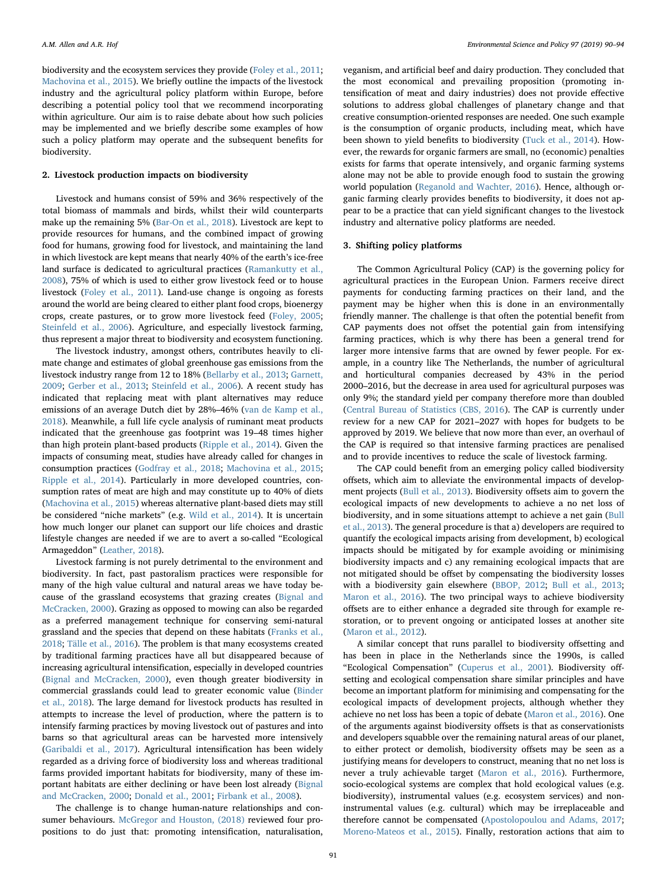biodiversity and the ecosystem services they provide (Foley et al., 2011; Machovina et al., 2015). We briefly outline the impacts of the livestock industry and the agricultural policy platform within Europe, before describing a potential policy tool that we recommend incorporating within agriculture. Our aim is to raise debate about how such policies may be implemented and we briefly describe some examples of how such a policy platform may operate and the subsequent benefits for biodiversity.

## 2. Livestock production impacts on biodiversity

Livestock and humans consist of 59% and 36% respectively of the total biomass of mammals and birds, whilst their wild counterparts make up the remaining 5% (Bar-On et al., 2018). Livestock are kept to provide resources for humans, and the combined impact of growing food for humans, growing food for livestock, and maintaining the land in which livestock are kept means that nearly 40% of the earth's ice-free land surface is dedicated to agricultural practices (Ramankutty et al., 2008), 75% of which is used to either grow livestock feed or to house livestock (Foley et al., 2011). Land-use change is ongoing as forests around the world are being cleared to either plant food crops, bioenergy crops, create pastures, or to grow more livestock feed (Foley, 2005; Steinfeld et al., 2006). Agriculture, and especially livestock farming, thus represent a major threat to biodiversity and ecosystem functioning.

The livestock industry, amongst others, contributes heavily to climate change and estimates of global greenhouse gas emissions from the livestock industry range from 12 to 18% (Bellarby et al., 2013; Garnett, 2009; Gerber et al., 2013; Steinfeld et al., 2006). A recent study has indicated that replacing meat with plant alternatives may reduce emissions of an average Dutch diet by 28%–46% (van de Kamp et al., 2018). Meanwhile, a full life cycle analysis of ruminant meat products indicated that the greenhouse gas footprint was 19–48 times higher than high protein plant-based products (Ripple et al., 2014). Given the impacts of consuming meat, studies have already called for changes in consumption practices (Godfray et al., 2018; Machovina et al., 2015; Ripple et al., 2014). Particularly in more developed countries, consumption rates of meat are high and may constitute up to 40% of diets (Machovina et al., 2015) whereas alternative plant-based diets may still be considered "niche markets" (e.g. Wild et al., 2014). It is uncertain how much longer our planet can support our life choices and drastic lifestyle changes are needed if we are to avert a so-called "Ecological Armageddon" (Leather, 2018).

Livestock farming is not purely detrimental to the environment and biodiversity. In fact, past pastoralism practices were responsible for many of the high value cultural and natural areas we have today because of the grassland ecosystems that grazing creates (Bignal and McCracken, 2000). Grazing as opposed to mowing can also be regarded as a preferred management technique for conserving semi-natural grassland and the species that depend on these habitats (Franks et al., 2018; Tälle et al., 2016). The problem is that many ecosystems created by traditional farming practices have all but disappeared because of increasing agricultural intensification, especially in developed countries (Bignal and McCracken, 2000), even though greater biodiversity in commercial grasslands could lead to greater economic value (Binder et al., 2018). The large demand for livestock products has resulted in attempts to increase the level of production, where the pattern is to intensify farming practices by moving livestock out of pastures and into barns so that agricultural areas can be harvested more intensively (Garibaldi et al., 2017). Agricultural intensification has been widely regarded as a driving force of biodiversity loss and whereas traditional farms provided important habitats for biodiversity, many of these important habitats are either declining or have been lost already (Bignal and McCracken, 2000; Donald et al., 2001; Firbank et al., 2008).

The challenge is to change human-nature relationships and consumer behaviours. McGregor and Houston, (2018) reviewed four propositions to do just that: promoting intensification, naturalisation, veganism, and artificial beef and dairy production. They concluded that the most economical and prevailing proposition (promoting intensification of meat and dairy industries) does not provide effective solutions to address global challenges of planetary change and that creative consumption-oriented responses are needed. One such example is the consumption of organic products, including meat, which have been shown to yield benefits to biodiversity (Tuck et al., 2014). However, the rewards for organic farmers are small, no (economic) penalties exists for farms that operate intensively, and organic farming systems alone may not be able to provide enough food to sustain the growing world population (Reganold and Wachter, 2016). Hence, although organic farming clearly provides benefits to biodiversity, it does not appear to be a practice that can yield significant changes to the livestock industry and alternative policy platforms are needed.

## 3. Shifting policy platforms

The Common Agricultural Policy (CAP) is the governing policy for agricultural practices in the European Union. Farmers receive direct payments for conducting farming practices on their land, and the payment may be higher when this is done in an environmentally friendly manner. The challenge is that often the potential benefit from CAP payments does not offset the potential gain from intensifying farming practices, which is why there has been a general trend for larger more intensive farms that are owned by fewer people. For example, in a country like The Netherlands, the number of agricultural and horticultural companies decreased by 43% in the period 2000–2016, but the decrease in area used for agricultural purposes was only 9%; the standard yield per company therefore more than doubled (Central Bureau of Statistics (CBS, 2016). The CAP is currently under review for a new CAP for 2021–2027 with hopes for budgets to be approved by 2019. We believe that now more than ever, an overhaul of the CAP is required so that intensive farming practices are penalised and to provide incentives to reduce the scale of livestock farming.

The CAP could benefit from an emerging policy called biodiversity offsets, which aim to alleviate the environmental impacts of development projects (Bull et al., 2013). Biodiversity offsets aim to govern the ecological impacts of new developments to achieve a no net loss of biodiversity, and in some situations attempt to achieve a net gain (Bull et al., 2013). The general procedure is that a) developers are required to quantify the ecological impacts arising from development, b) ecological impacts should be mitigated by for example avoiding or minimising biodiversity impacts and c) any remaining ecological impacts that are not mitigated should be offset by compensating the biodiversity losses with a biodiversity gain elsewhere (BBOP, 2012; Bull et al., 2013; Maron et al., 2016). The two principal ways to achieve biodiversity offsets are to either enhance a degraded site through for example restoration, or to prevent ongoing or anticipated losses at another site (Maron et al., 2012).

A similar concept that runs parallel to biodiversity offsetting and has been in place in the Netherlands since the 1990s, is called "Ecological Compensation" (Cuperus et al., 2001). Biodiversity offsetting and ecological compensation share similar principles and have become an important platform for minimising and compensating for the ecological impacts of development projects, although whether they achieve no net loss has been a topic of debate (Maron et al., 2016). One of the arguments against biodiversity offsets is that as conservationists and developers squabble over the remaining natural areas of our planet, to either protect or demolish, biodiversity offsets may be seen as a justifying means for developers to construct, meaning that no net loss is never a truly achievable target (Maron et al., 2016). Furthermore, socio-ecological systems are complex that hold ecological values (e.g. biodiversity), instrumental values (e.g. ecosystem services) and non-instrumental values (e.g. cultural) which may be irreplaceable and therefore cannot be compensated (Apostolopoulou and Adams, 2017; Moreno-Mateos et al., 2015). Finally, restoration actions that aim to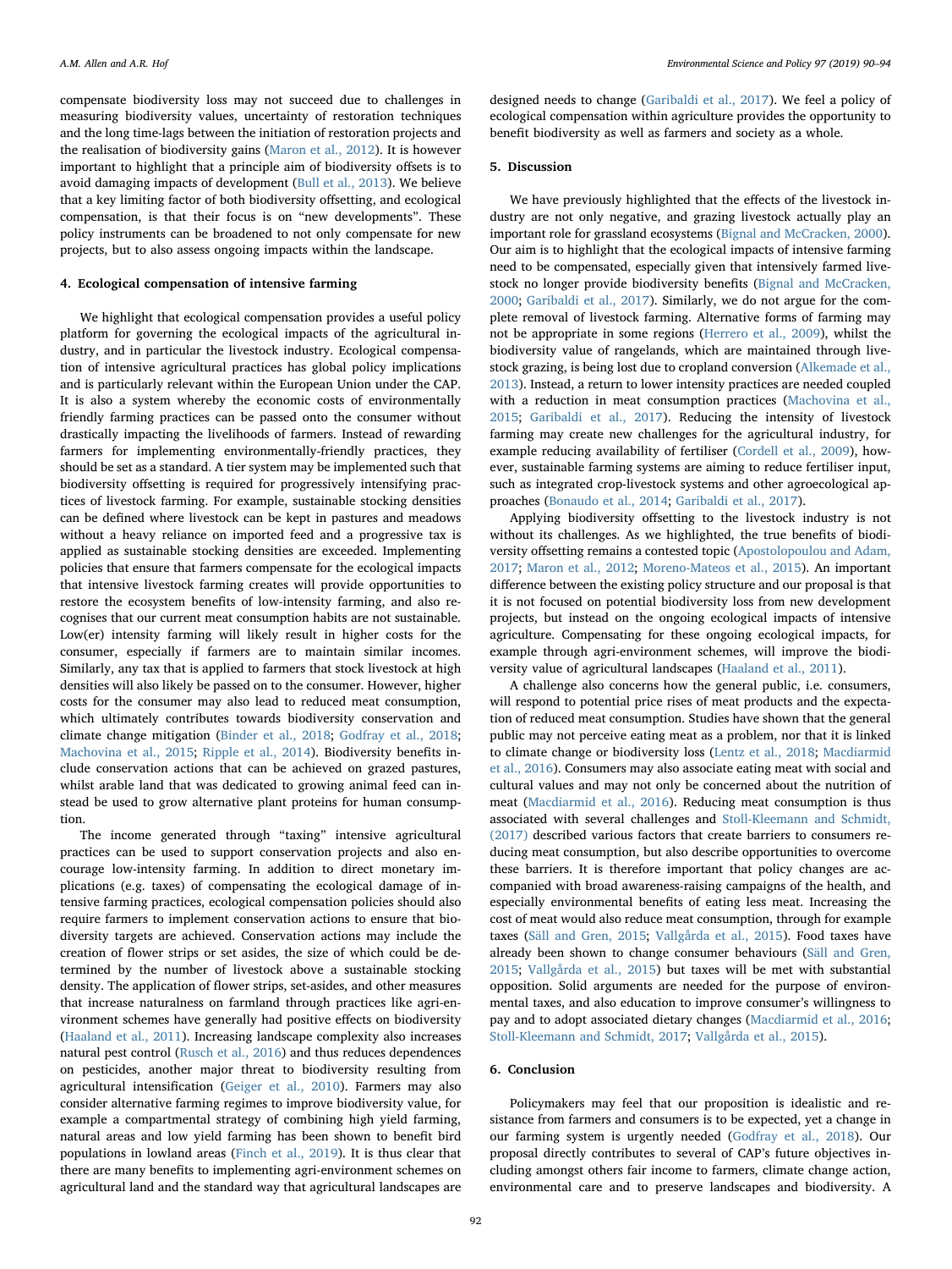compensate biodiversity loss may not succeed due to challenges in measuring biodiversity values, uncertainty of restoration techniques and the long time-lags between the initiation of restoration projects and the realisation of biodiversity gains (Maron et al., 2012). It is however important to highlight that a principle aim of biodiversity offsets is to avoid damaging impacts of development (Bull et al., 2013). We believe that a key limiting factor of both biodiversity offsetting, and ecological compensation, is that their focus is on "new developments". These policy instruments can be broadened to not only compensate for new projects, but to also assess ongoing impacts within the landscape.

## 4. Ecological compensation of intensive farming

We highlight that ecological compensation provides a useful policy platform for governing the ecological impacts of the agricultural industry, and in particular the livestock industry. Ecological compensation of intensive agricultural practices has global policy implications and is particularly relevant within the European Union under the CAP. It is also a system whereby the economic costs of environmentally friendly farming practices can be passed onto the consumer without drastically impacting the livelihoods of farmers. Instead of rewarding farmers for implementing environmentally-friendly practices, they should be set as a standard. A tier system may be implemented such that biodiversity offsetting is required for progressively intensifying practices of livestock farming. For example, sustainable stocking densities can be defined where livestock can be kept in pastures and meadows without a heavy reliance on imported feed and a progressive tax is applied as sustainable stocking densities are exceeded. Implementing policies that ensure that farmers compensate for the ecological impacts that intensive livestock farming creates will provide opportunities to restore the ecosystem benefits of low-intensity farming, and also recognises that our current meat consumption habits are not sustainable. Low(er) intensity farming will likely result in higher costs for the consumer, especially if farmers are to maintain similar incomes. Similarly, any tax that is applied to farmers that stock livestock at high densities will also likely be passed on to the consumer. However, higher costs for the consumer may also lead to reduced meat consumption, which ultimately contributes towards biodiversity conservation and climate change mitigation (Binder et al., 2018; Godfray et al., 2018; Machovina et al., 2015; Ripple et al., 2014). Biodiversity benefits include conservation actions that can be achieved on grazed pastures, whilst arable land that was dedicated to growing animal feed can instead be used to grow alternative plant proteins for human consumption.

The income generated through "taxing" intensive agricultural practices can be used to support conservation projects and also encourage low-intensity farming. In addition to direct monetary implications (e.g. taxes) of compensating the ecological damage of intensive farming practices, ecological compensation policies should also require farmers to implement conservation actions to ensure that biodiversity targets are achieved. Conservation actions may include the creation of flower strips or set asides, the size of which could be determined by the number of livestock above a sustainable stocking density. The application of flower strips, set-asides, and other measures that increase naturalness on farmland through practices like agri-environment schemes have generally had positive effects on biodiversity (Haaland et al., 2011). Increasing landscape complexity also increases natural pest control (Rusch et al., 2016) and thus reduces dependences on pesticides, another major threat to biodiversity resulting from agricultural intensification (Geiger et al., 2010). Farmers may also consider alternative farming regimes to improve biodiversity value, for example a compartmental strategy of combining high yield farming, natural areas and low yield farming has been shown to benefit bird populations in lowland areas (Finch et al., 2019). It is thus clear that there are many benefits to implementing agri-environment schemes on agricultural land and the standard way that agricultural landscapes are designed needs to change (Garibaldi et al., 2017). We feel a policy of ecological compensation within agriculture provides the opportunity to benefit biodiversity as well as farmers and society as a whole.

## 5. Discussion

We have previously highlighted that the effects of the livestock industry are not only negative, and grazing livestock actually play an important role for grassland ecosystems (Bignal and McCracken, 2000). Our aim is to highlight that the ecological impacts of intensive farming need to be compensated, especially given that intensively farmed livestock no longer provide biodiversity benefits (Bignal and McCracken, 2000; Garibaldi et al., 2017). Similarly, we do not argue for the complete removal of livestock farming. Alternative forms of farming may not be appropriate in some regions (Herrero et al., 2009), whilst the biodiversity value of rangelands, which are maintained through livestock grazing, is being lost due to cropland conversion (Alkemade et al., 2013). Instead, a return to lower intensity practices are needed coupled with a reduction in meat consumption practices (Machovina et al., 2015; Garibaldi et al., 2017). Reducing the intensity of livestock farming may create new challenges for the agricultural industry, for example reducing availability of fertiliser (Cordell et al., 2009), however, sustainable farming systems are aiming to reduce fertiliser input, such as integrated crop-livestock systems and other agroecological approaches (Bonaudo et al., 2014; Garibaldi et al., 2017).

Applying biodiversity offsetting to the livestock industry is not without its challenges. As we highlighted, the true benefits of biodiversity offsetting remains a contested topic (Apostolopoulou and Adam, 2017; Maron et al., 2012; Moreno-Mateos et al., 2015). An important difference between the existing policy structure and our proposal is that it is not focused on potential biodiversity loss from new development projects, but instead on the ongoing ecological impacts of intensive agriculture. Compensating for these ongoing ecological impacts, for example through agri-environment schemes, will improve the biodiversity value of agricultural landscapes (Haaland et al., 2011).

A challenge also concerns how the general public, i.e. consumers, will respond to potential price rises of meat products and the expectation of reduced meat consumption. Studies have shown that the general public may not perceive eating meat as a problem, nor that it is linked to climate change or biodiversity loss (Lentz et al., 2018; Macdiarmid et al., 2016). Consumers may also associate eating meat with social and cultural values and may not only be concerned about the nutrition of meat (Macdiarmid et al., 2016). Reducing meat consumption is thus associated with several challenges and Stoll-Kleemann and Schmidt, (2017) described various factors that create barriers to consumers reducing meat consumption, but also describe opportunities to overcome these barriers. It is therefore important that policy changes are accompanied with broad awareness-raising campaigns of the health, and especially environmental benefits of eating less meat. Increasing the cost of meat would also reduce meat consumption, through for example taxes (Säll and Gren, 2015; Vallgårda et al., 2015). Food taxes have already been shown to change consumer behaviours (Säll and Gren, 2015; Vallgårda et al., 2015) but taxes will be met with substantial opposition. Solid arguments are needed for the purpose of environmental taxes, and also education to improve consumer's willingness to pay and to adopt associated dietary changes (Macdiarmid et al., 2016; Stoll-Kleemann and Schmidt, 2017; Vallgårda et al., 2015).

## 6. Conclusion

Policymakers may feel that our proposition is idealistic and resistance from farmers and consumers is to be expected, yet a change in our farming system is urgently needed (Godfray et al., 2018). Our proposal directly contributes to several of CAP's future objectives including amongst others fair income to farmers, climate change action, environmental care and to preserve landscapes and biodiversity. A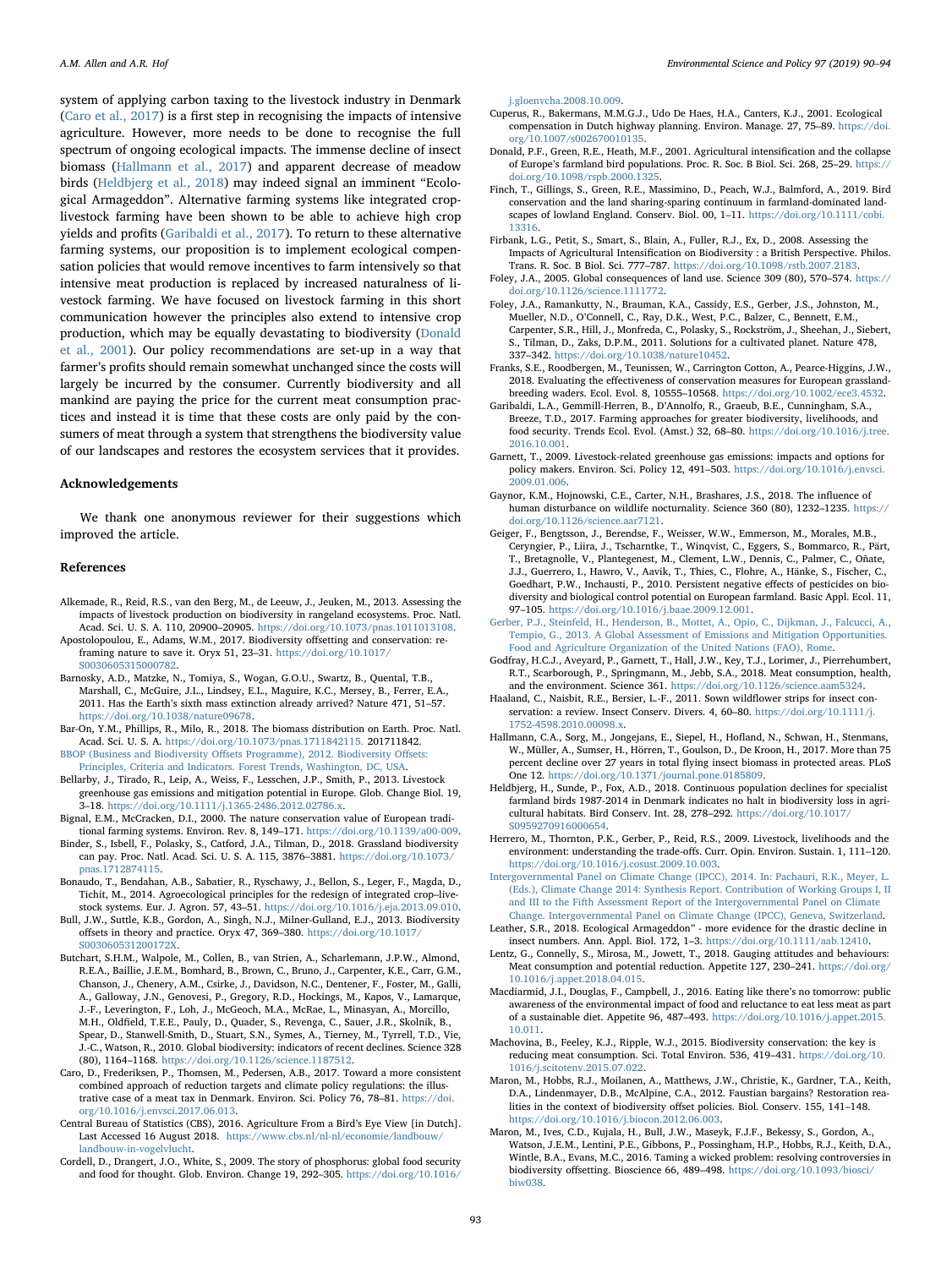system of applying carbon taxing to the livestock industry in Denmark (Caro et al., 2017) is a first step in recognising the impacts of intensive agriculture. However, more needs to be done to recognise the full spectrum of ongoing ecological impacts. The immense decline of insect biomass (Hallmann et al., 2017) and apparent decrease of meadow birds (Heldbjerg et al., 2018) may indeed signal an imminent "Ecological Armageddon". Alternative farming systems like integrated crop-livestock farming have been shown to be able to achieve high crop yields and profits (Garibaldi et al., 2017). To return to these alternative farming systems, our proposition is to implement ecological compensation policies that would remove incentives to farm intensively so that intensive meat production is replaced by increased naturalness of livestock farming. We have focused on livestock farming in this short communication however the principles also extend to intensive crop production, which may be equally devastating to biodiversity (Donald et al., 2001). Our policy recommendations are set-up in a way that farmer's profits should remain somewhat unchanged since the costs will largely be incurred by the consumer. Currently biodiversity and all mankind are paying the price for the current meat consumption practices and instead it is time that these costs are only paid by the consumers of meat through a system that strengthens the biodiversity value of our landscapes and restores the ecosystem services that it provides.

## Acknowledgements

We thank one anonymous reviewer for their suggestions which improved the article.

## References

Alkemade, R., Reid, R.S., van den Berg, M., de Leeuw, J., Jeuken, M., 2013. Assessing the impacts of livestock production on biodiversity in rangeland ecosystems. Proc. Natl. Acad. Sci. U. S. A. 110, 20900–20905. https://doi.org/10.1073/pnas.1011013108.

Apostolopoulou, E., Adams, W.M., 2017. Biodiversity offsetting and conservation: reframing nature to save it. Oryx 51, 23–31. https://doi.org/10.1017/S0030605315000782.

Barnosky, A.D., Matzke, N., Tomiya, S., Wogan, G.O.U., Swartz, B., Quental, T.B., Marshall, C., McGuire, J.L., Lindsey, E.L., Maguire, K.C., Mersey, B., Ferrer, E.A., 2011. Has the Earth's sixth mass extinction already arrived? Nature 471, 51–57. https://doi.org/10.1038/nature09678.

Bar-On, Y.M., Phillips, R., Milo, R., 2018. The biomass distribution on Earth. Proc. Natl. Acad. Sci. U. S. A. https://doi.org/10.1073/pnas.1711842115. 201711842.

BBOP (Business and Biodiversity Offsets Programme), 2012. Biodiversity Offsets: Principles, Criteria and Indicators. Forest Trends, Washington, DC, USA.

Bellarby, J., Tirado, R., Leip, A., Weiss, F., Lesschen, J.P., Smith, P., 2013. Livestock greenhouse gas emissions and mitigation potential in Europe. Glob. Change Biol. 19, 3–18. https://doi.org/10.1111/j.1365-2486.2012.02786.x.

Bignal, E.M., McCracken, D.I., 2000. The nature conservation value of European traditional farming systems. Environ. Rev. 8, 149–171. https://doi.org/10.1139/a00-009.

Binder, S., Isbell, F., Polasky, S., Catford, J.A., Tilman, D., 2018. Grassland biodiversity can pay. Proc. Natl. Acad. Sci. U. S. A. 115, 3876–3881. https://doi.org/10.1073/pnas.1712874115.

Bonaudo, T., Bendahan, A.B., Sabatier, R., Ryschawy, J., Bellon, S., Leger, F., Magda, D., Tichit, M., 2014. Agroecological principles for the redesign of integrated crop–livestock systems. Eur. J. Agron. 57, 43–51. https://doi.org/10.1016/j.eja.2013.09.010.

Bull, J.W., Suttle, K.B., Gordon, A., Singh, N.J., Milner-Gulland, E.J., 2013. Biodiversity offsets in theory and practice. Oryx 47, 369–380. https://doi.org/10.1017/S003060531200172X.

Butchart, S.H.M., Walpole, M., Collen, B., van Strien, A., Scharlemann, J.P.W., Almond, R.E.A., Baillie, J.E.M., Bomhard, B., Brown, C., Bruno, J., Carpenter, K.E., Carr, G.M., Chanson, J., Chenery, A.M., Csirke, J., Davidson, N.C., Dentener, F., Foster, M., Galli, A., Galloway, J.N., Genovesi, P., Gregory, R.D., Hockings, M., Kapos, V., Lamarque, J.-F., Leverington, F., Loh, J., McGeoch, M.A., McRae, L., Minasyan, A., Morcillo, M.H., Oldfield, T.E.E., Pauly, D., Quader, S., Revenga, C., Sauer, J.R., Skolnik, B., Spear, D., Stanwell-Smith, D., Stuart, S.N., Symes, A., Tierney, M., Tyrrell, T.D., Vie, J.-C., Watson, R., 2010. Global biodiversity: indicators of recent declines. Science 328 (80), 1164–1168. https://doi.org/10.1126/science.1187512.

Caro, D., Frederiksen, P., Thomsen, M., Pedersen, A.B., 2017. Toward a more consistent combined approach of reduction targets and climate policy regulations: the illustrative case of a meat tax in Denmark. Environ. Sci. Policy 76, 78–81. https://doi.org/10.1016/j.envsci.2017.06.013.

Central Bureau of Statistics (CBS), 2016. Agriculture From a Bird's Eye View [in Dutch]. Last Accessed 16 August 2018. https://www.cbs.nl/nl-nl/economie/landbouw/landbouw-in-vogelvlucht.

Cordell, D., Drangert, J.O., White, S., 2009. The story of phosphorus: global food security and food for thought. Glob. Environ. Change 19, 292–305. https://doi.org/10.1016/j.gloenvcha.2008.10.009.

Cuperus, R., Bakermans, M.M.G.J., Udo De Haes, H.A., Canters, K.J., 2001. Ecological compensation in Dutch highway planning. Environ. Manage. 27, 75–89. https://doi.org/10.1007/s002670010135.

Donald, P.F., Green, R.E., Heath, M.F., 2001. Agricultural intensification and the collapse of Europe's farmland bird populations. Proc. R. Soc. B Biol. Sci. 268, 25–29. https://doi.org/10.1098/rspb.2000.1325.

Finch, T., Gillings, S., Green, R.E., Massimino, D., Peach, W.J., Balmford, A., 2019. Bird conservation and the land sharing-sparing continuum in farmland-dominated landscapes of lowland England. Conserv. Biol. 00, 1–11. https://doi.org/10.1111/cobi.13316.

Firbank, L.G., Petit, S., Smart, S., Blain, A., Fuller, R.J., Ex, D., 2008. Assessing the Impacts of Agricultural Intensification on Biodiversity : a British Perspective. Philos. Trans. R. Soc. B Biol. Sci. 777–787. https://doi.org/10.1098/rstb.2007.2183.

Foley, J.A., 2005. Global consequences of land use. Science 309 (80), 570–574. https://doi.org/10.1126/science.1111772.

Foley, J.A., Ramankutty, N., Brauman, K.A., Cassidy, E.S., Gerber, J.S., Johnston, M., Mueller, N.D., O'Connell, C., Ray, D.K., West, P.C., Balzer, C., Bennett, E.M., Carpenter, S.R., Hill, J., Monfreda, C., Polasky, S., Rockström, J., Sheehan, J., Siebert, S., Tilman, D., Zaks, D.P.M., 2011. Solutions for a cultivated planet. Nature 478, 337–342. https://doi.org/10.1038/nature10452.

Franks, S.E., Roodbergen, M., Teunissen, W., Carrington Cotton, A., Pearce-Higgins, J.W., 2018. Evaluating the effectiveness of conservation measures for European grassland-breeding waders. Ecol. Evol. 8, 10555–10568. https://doi.org/10.1002/ece3.4532.

Garibaldi, L.A., Gemmill-Herren, B., D'Annolfo, R., Graeub, B.E., Cunningham, S.A., Breeze, T.D., 2017. Farming approaches for greater biodiversity, livelihoods, and food security. Trends Ecol. Evol. (Amst.) 32, 68–80. https://doi.org/10.1016/j.tree.2016.10.001.

Garnett, T., 2009. Livestock-related greenhouse gas emissions: impacts and options for policy makers. Environ. Sci. Policy 12, 491–503. https://doi.org/10.1016/j.envsci.2009.01.006.

Gaynor, K.M., Hojnowski, C.E., Carter, N.H., Brashares, J.S., 2018. The influence of human disturbance on wildlife nocturnality. Science 360 (80), 1232–1235. https://doi.org/10.1126/science.aar7121.

Geiger, F., Bengtsson, J., Berendse, F., Weisser, W.W., Emmerson, M., Morales, M.B., Ceryngier, P., Liira, J., Tscharntke, T., Winqvist, C., Eggers, S., Bommarco, R., Pärt, T., Bretagnolle, V., Plantegenest, M., Clement, L.W., Dennis, C., Palmer, C., Oñate, J.J., Guerrero, I., Hawro, V., Aavik, T., Thies, C., Flohre, A., Hänke, S., Fischer, C., Goedhart, P.W., Inchausti, P., 2010. Persistent negative effects of pesticides on biodiversity and biological control potential on European farmland. Basic Appl. Ecol. 11, 97–105. https://doi.org/10.1016/j.baae.2009.12.001.

Gerber, P.J., Steinfeld, H., Henderson, B., Mottet, A., Opio, C., Dijkman, J., Falcucci, A., Tempio, G., 2013. A Global Assessment of Emissions and Mitigation Opportunities. Food and Agriculture Organization of the United Nations (FAO), Rome.

Godfray, H.C.J., Aveyard, P., Garnett, T., Hall, J.W., Key, T.J., Lorimer, J., Pierrehumbert, R.T., Scarborough, P., Springmann, M., Jebb, S.A., 2018. Meat consumption, health, and the environment. Science 361. https://doi.org/10.1126/science.aam5324.

Haaland, C., Naisbit, R.E., Bersier, L.-F., 2011. Sown wildflower strips for insect conservation: a review. Insect Conserv. Divers. 4, 60–80. https://doi.org/10.1111/j.1752-4598.2010.00098.x.

Hallmann, C.A., Sorg, M., Jongejans, E., Siepel, H., Hofland, N., Schwan, H., Stenmans, W., Müller, A., Sumser, H., Hörren, T., Goulson, D., De Kroon, H., 2017. More than 75 percent decline over 27 years in total flying insect biomass in protected areas. PLoS One 12. https://doi.org/10.1371/journal.pone.0185809.

Heldbjerg, H., Sunde, P., Fox, A.D., 2018. Continuous population declines for specialist farmland birds 1987-2014 in Denmark indicates no halt in biodiversity loss in agricultural habitats. Bird Conserv. Int. 28, 278–292. https://doi.org/10.1017/S0959270916000654.

Herrero, M., Thornton, P.K., Gerber, P., Reid, R.S., 2009. Livestock, livelihoods and the environment: understanding the trade-offs. Curr. Opin. Environ. Sustain. 1, 111–120. https://doi.org/10.1016/j.cosust.2009.10.003.

Intergovernmental Panel on Climate Change (IPCC), 2014. In: Pachauri, R.K., Meyer, L. (Eds.), Climate Change 2014: Synthesis Report. Contribution of Working Groups I, II and III to the Fifth Assessment Report of the Intergovernmental Panel on Climate Change. Intergovernmental Panel on Climate Change (IPCC), Geneva, Switzerland.

Leather, S.R., 2018. Ecological Armageddon" - more evidence for the drastic decline in insect numbers. Ann. Appl. Biol. 172, 1–3. https://doi.org/10.1111/aab.12410.

Lentz, G., Connelly, S., Mirosa, M., Jowett, T., 2018. Gauging attitudes and behaviours: Meat consumption and potential reduction. Appetite 127, 230–241. https://doi.org/10.1016/j.appet.2018.04.015.

Macdiarmid, J.I., Douglas, F., Campbell, J., 2016. Eating like there's no tomorrow: public awareness of the environmental impact of food and reluctance to eat less meat as part of a sustainable diet. Appetite 96, 487–493. https://doi.org/10.1016/j.appet.2015.10.011.

Machovina, B., Feeley, K.J., Ripple, W.J., 2015. Biodiversity conservation: the key is reducing meat consumption. Sci. Total Environ. 536, 419–431. https://doi.org/10.1016/j.scitotenv.2015.07.022.

Maron, M., Hobbs, R.J., Moilanen, A., Matthews, J.W., Christie, K., Gardner, T.A., Keith, D.A., Lindenmayer, D.B., McAlpine, C.A., 2012. Faustian bargains? Restoration realities in the context of biodiversity offset policies. Biol. Conserv. 155, 141–148. https://doi.org/10.1016/j.biocon.2012.06.003.

Maron, M., Ives, C.D., Kujala, H., Bull, J.W., Maseyk, F.J.F., Bekessy, S., Gordon, A., Watson, J.E.M., Lentini, P.E., Gibbons, P., Possingham, H.P., Hobbs, R.J., Keith, D.A., Wintle, B.A., Evans, M.C., 2016. Taming a wicked problem: resolving controversies in biodiversity offsetting. Bioscience 66, 489–498. https://doi.org/10.1093/biosci/biw038.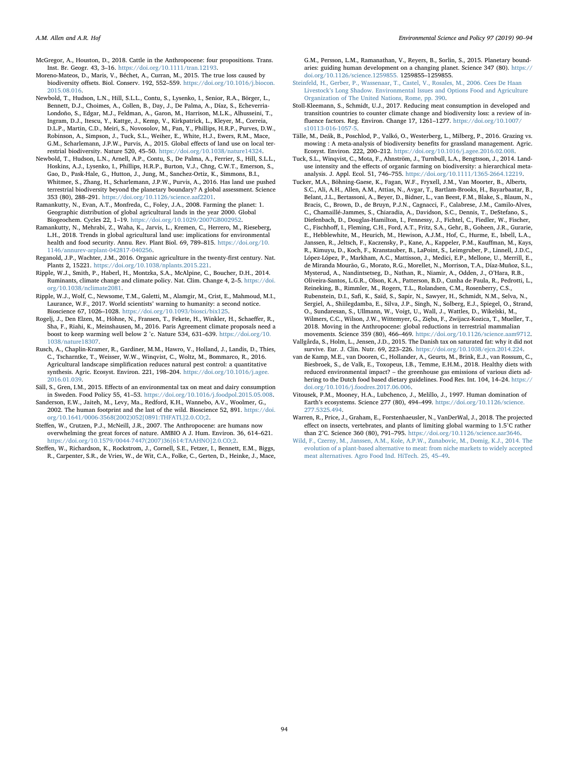McGregor, A., Houston, D., 2018. Cattle in the Anthropocene: four propositions. Trans. Inst. Br. Geogr. 43, 3–16. https://doi.org/10.1111/tran.12193.

Moreno-Mateos, D., Maris, V., Béchet, A., Curran, M., 2015. The true loss caused by biodiversity offsets. Biol. Conserv. 192, 552–559. https://doi.org/10.1016/j.biocon.2015.08.016.

Newbold, T., Hudson, L.N., Hill, S.L.L., Contu, S., Lysenko, I., Senior, R.A., Börger, L., Bennett, D.J., Choimes, A., Collen, B., Day, J., De Palma, A., Díaz, S., Echeverria-Londoño, S., Edgar, M.J., Feldman, A., Garon, M., Harrison, M.L.K., Alhusseini, T., Ingram, D.J., Itescu, Y., Kattge, J., Kemp, V., Kirkpatrick, L., Kleyer, M., Correia, D.L.P., Martin, C.D., Meiri, S., Novosolov, M., Pan, Y., Phillips, H.R.P., Purves, D.W., Robinson, A., Simpson, J., Tuck, S.L., Weiher, E., White, H.J., Ewers, R.M., Mace, G.M., Scharlemann, J.P.W., Purvis, A., 2015. Global effects of land use on local terrestrial biodiversity. Nature 520, 45–50. https://doi.org/10.1038/nature14324.

Newbold, T., Hudson, L.N., Arnell, A.P., Contu, S., De Palma, A., Ferrier, S., Hill, S.L.L., Hoskins, A.J., Lysenko, I., Phillips, H.R.P., Burton, V.J., Chng, C.W.T., Emerson, S., Gao, D., Pask-Hale, G., Hutton, J., Jung, M., Sanchez-Ortiz, K., Simmons, B.I., Whitmee, S., Zhang, H., Scharlemann, J.P.W., Purvis, A., 2016. Has land use pushed terrestrial biodiversity beyond the planetary boundary? A global assessment. Science 353 (80), 288–291. https://doi.org/10.1126/science.aaf2201.

Ramankutty, N., Evan, A.T., Monfreda, C., Foley, J.A., 2008. Farming the planet: 1. Geographic distribution of global agricultural lands in the year 2000. Global Biogeochem. Cycles 22, 1–19. https://doi.org/10.1029/2007GB002952.

Ramankutty, N., Mehrabi, Z., Waha, K., Jarvis, L., Kremen, C., Herrero, M., Rieseberg, L.H., 2018. Trends in global agricultural land use: implications for environmental health and food security. Annu. Rev. Plant Biol. 69, 789–815. https://doi.org/10.1146/annurev-arplant-042817-040256.

Reganold, J.P., Wachter, J.M., 2016. Organic agriculture in the twenty-first century. Nat. Plants 2, 15221. https://doi.org/10.1038/nplants.2015.221.

Ripple, W.J., Smith, P., Haberl, H., Montzka, S.A., McAlpine, C., Boucher, D.H., 2014. Ruminants, climate change and climate policy. Nat. Clim. Change 4, 2–5. https://doi.org/10.1038/nclimate2081.

Ripple, W.J., Wolf, C., Newsome, T.M., Galetti, M., Alamgir, M., Crist, E., Mahmoud, M.I., Laurance, W.F., 2017. World scientists' warning to humanity: a second notice. Bioscience 67, 1026–1028. https://doi.org/10.1093/biosci/bix125.

Rogelj, J., Den Elzen, M., Höhne, N., Fransen, T., Fekete, H., Winkler, H., Schaeffer, R., Sha, F., Riahi, K., Meinshausen, M., 2016. Paris Agreement climate proposals need a boost to keep warming well below 2 °c. Nature 534, 631–639. https://doi.org/10.1038/nature18307.

Rusch, A., Chaplin-Kramer, R., Gardiner, M.M., Hawro, V., Holland, J., Landis, D., Thies, C., Tscharntke, T., Weisser, W.W., Winqvist, C., Woltz, M., Bommarco, R., 2016. Agricultural landscape simplification reduces natural pest control: a quantitative synthesis. Agric. Ecosyst. Environ. 221, 198–204. https://doi.org/10.1016/j.agee.2016.01.039.

Säll, S., Gren, I.M., 2015. Effects of an environmental tax on meat and dairy consumption in Sweden. Food Policy 55, 41–53. https://doi.org/10.1016/j.foodpol.2015.05.008.

Sanderson, E.W., Jaiteh, M., Levy, Ma., Redford, K.H., Wannebo, A.V., Woolmer, G., 2002. The human footprint and the last of the wild. Bioscience 52, 891. https://doi.org/10.1641/0006-3568(2002)052[0891:THFATL]2.0.CO;2.

Steffen, W., Crutzen, P.J., McNeill, J.R., 2007. The Anthropocene: are humans now overwhelming the great forces of nature. AMBIO A J. Hum. Environ. 36, 614–621. https://doi.org/10.1579/0044-7447(2007)36[614:TAAHNO]2.0.CO;2.

Steffen, W., Richardson, K., Rockstrom, J., Cornell, S.E., Fetzer, I., Bennett, E.M., Biggs, R., Carpenter, S.R., de Vries, W., de Wit, C.A., Folke, C., Gerten, D., Heinke, J., Mace, G.M., Persson, L.M., Ramanathan, V., Reyers, B., Sorlin, S., 2015. Planetary boundaries: guiding human development on a changing planet. Science 347 (80). https://doi.org/10.1126/science.1259855. 1259855–1259855.

Steinfeld, H., Gerber, P., Wassenaar, T., Castel, V., Rosales, M., 2006. Cees De Haan Livestock's Long Shadow. Environmental Issues and Options Food and Agriculture Organization of The United Nations, Rome, pp. 390.

Stoll-Kleemann, S., Schmidt, U.J., 2017. Reducing meat consumption in developed and transition countries to counter climate change and biodiversity loss: a review of influence factors. Reg. Environ. Change 17, 1261–1277. https://doi.org/10.1007/s10113-016-1057-5.

Tälle, M., Deák, B., Poschlod, P., Valkó, O., Westerberg, L., Milberg, P., 2016. Grazing vs. mowing : A meta-analysis of biodiversity benefits for grassland management. Agric. Ecosyst. Environ. 222, 200–212. https://doi.org/10.1016/j.agee.2016.02.008.

Tuck, S.L., Winqvist, C., Mota, F., Ahnström, J., Turnbull, L.A., Bengtsson, J., 2014. Land-use intensity and the effects of organic farming on biodiversity: a hierarchical meta-analysis. J. Appl. Ecol. 51, 746–755. https://doi.org/10.1111/1365-2664.12219.

Tucker, M.A., Böhning-Gaese, K., Fagan, W.F., Fryxell, J.M., Van Moorter, B., Alberts, S.C., Ali, A.H., Allen, A.M., Attias, N., Avgar, T., Bartlam-Brooks, H., Bayarbaatar, B., Belant, J.L., Bertassoni, A., Beyer, D., Bidner, L., van Beest, F.M., Blake, S., Blaum, N., Bracis, C., Brown, D., de Bruyn, P.J.N., Cagnacci, F., Calabrese, J.M., Camilo-Alves, C., Chamaillé-Jammes, S., Chiaradia, A., Davidson, S.C., Dennis, T., DeStefano, S., Diefenbach, D., Douglas-Hamilton, I., Fennessy, J., Fichtel, C., Fiedler, W., Fischer, C., Fischhoff, I., Fleming, C.H., Ford, A.T., Fritz, S.A., Gehr, B., Goheen, J.R., Gurarie, E., Hebblewhite, M., Heurich, M., Hewison, A.J.M., Hof, C., Hurme, E., Isbell, L.A., Janssen, R., Jeltsch, F., Kaczensky, P., Kane, A., Kappeler, P.M., Kauffman, M., Kays, R., Kimuyu, D., Koch, F., Kranstauber, B., LaPoint, S., Leimgruber, P., Linnell, J.D.C., López-López, P., Markham, A.C., Mattisson, J., Medici, E.P., Mellone, U., Merrill, E., de Miranda Mourão, G., Morato, R.G., Morellet, N., Morrison, T.A., Díaz-Muñoz, S.L., Mysterud, A., Nandintsetseg, D., Nathan, R., Niamir, A., Odden, J., O'Hara, R.B., Oliveira-Santos, L.G.R., Olson, K.A., Patterson, B.D., Cunha de Paula, R., Pedrotti, L., Reineking, B., Rimmler, M., Rogers, T.L., Rolandsen, C.M., Rosenberry, C.S., Rubenstein, D.I., Safi, K., Saïd, S., Sapir, N., Sawyer, H., Schmidt, N.M., Selva, N., Sergiel, A., Shiilegdamba, E., Silva, J.P., Singh, N., Solberg, E.J., Spiegel, O., Strand, O., Sundaresan, S., Ullmann, W., Voigt, U., Wall, J., Wattles, D., Wikelski, M., Wilmers, C.C., Wilson, J.W., Wittemyer, G., Zięba, F., Zwijacz-Kozica, T., Mueller, T., 2018. Moving in the Anthropocene: global reductions in terrestrial mammalian movements. Science 359 (80), 466–469. https://doi.org/10.1126/science.aam9712.

Vallgårda, S., Holm, L., Jensen, J.D., 2015. The Danish tax on saturated fat: why it did not survive. Eur. J. Clin. Nutr. 69, 223–226. https://doi.org/10.1038/ejcn.2014.224.

van de Kamp, M.E., van Dooren, C., Hollander, A., Geurts, M., Brink, E.J., van Rossum, C., Biesbroek, S., de Valk, E., Toxopeus, I.B., Temme, E.H.M., 2018. Healthy diets with reduced environmental impact? – the greenhouse gas emissions of various diets adhering to the Dutch food based dietary guidelines. Food Res. Int. 104, 14–24. https://doi.org/10.1016/j.foodres.2017.06.006.

Vitousek, P.M., Mooney, H.A., Lubchenco, J., Melillo, J., 1997. Human domination of Earth's ecosystems. Science 277 (80), 494–499. https://doi.org/10.1126/science.277.5325.494.

Warren, R., Price, J., Graham, E., Forstenhaeusler, N., VanDerWal, J., 2018. The projected effect on insects, vertebrates, and plants of limiting global warming to 1.5°C rather than 2°C. Science 360 (80), 791–795. https://doi.org/10.1126/science.aar3646.

Wild, F., Czerny, M., Janssen, A.M., Kole, A.P.W., Zunabovic, M., Domig, K.J., 2014. The evolution of a plant-based alternative to meat: from niche markets to widely accepted meat alternatives. Agro Food Ind. HiTech. 25, 45–49.